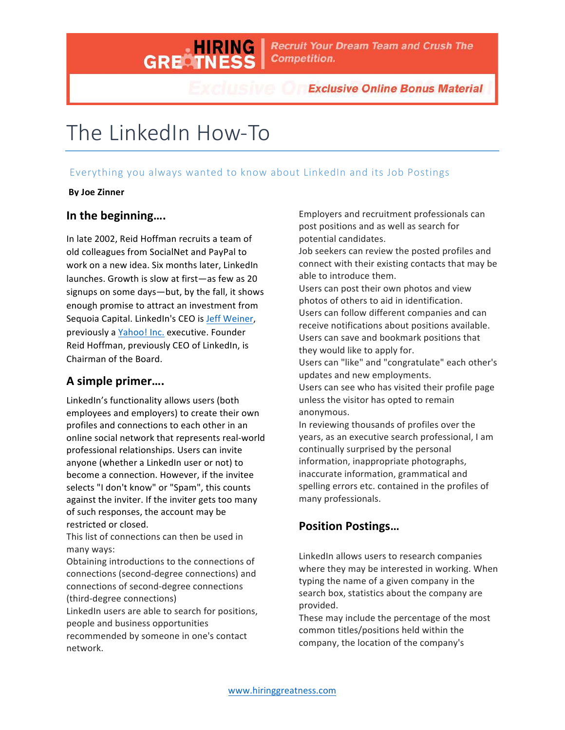HIRING GREATNESS | Recruit Your Dream Team and Crush The Competition.

*Exclusive Online Bonus Material*

# The LinkedIn How-To

Everything you always wanted to know about LinkedIn and its Job Postings

**By Joe Zinner**

## In the beginning….

In late 2002, Reid Hoffman recruits a team of old colleagues from SocialNet and PayPal to work on a new idea. Six months later, LinkedIn launches. Growth is slow at first—as few as 20 signups on some days—but, by the fall, it shows enough promise to attract an investment from Sequoia Capital. LinkedIn's CEO is [Jeff Weiner](), previously a [Yahoo! Inc.]() executive. Founder Reid Hoffman, previously CEO of LinkedIn, is Chairman of the Board.

## A simple primer….

LinkedIn's functionality allows users (both employees and employers) to create their own profiles and connections to each other in an online social network that represents real-world professional relationships. Users can invite anyone (whether a LinkedIn user or not) to become a connection. However, if the invitee selects "I don't know" or "Spam", this counts against the inviter. If the inviter gets too many of such responses, the account may be restricted or closed.

This list of connections can then be used in many ways:

Obtaining introductions to the connections of connections (second-degree connections) and connections of second-degree connections (third-degree connections)

LinkedIn users are able to search for positions, people and business opportunities recommended by someone in one's contact network.

Employers and recruitment professionals can post positions and as well as search for potential candidates.

Job seekers can review the posted profiles and connect with their existing contacts that may be able to introduce them.

Users can post their own photos and view photos of others to aid in identification.

Users can follow different companies and can receive notifications about positions available.

Users can save and bookmark positions that they would like to apply for.

Users can "like" and "congratulate" each other's updates and new employments.

Users can see who has visited their profile page unless the visitor has opted to remain anonymous.

In reviewing thousands of profiles over the years, as an executive search professional, I am continually surprised by the personal information, inappropriate photographs, inaccurate information, grammatical and spelling errors etc. contained in the profiles of many professionals.

## Position Postings…

LinkedIn allows users to research companies where they may be interested in working. When typing the name of a given company in the search box, statistics about the company are provided.

These may include the percentage of the most common titles/positions held within the company, the location of the company's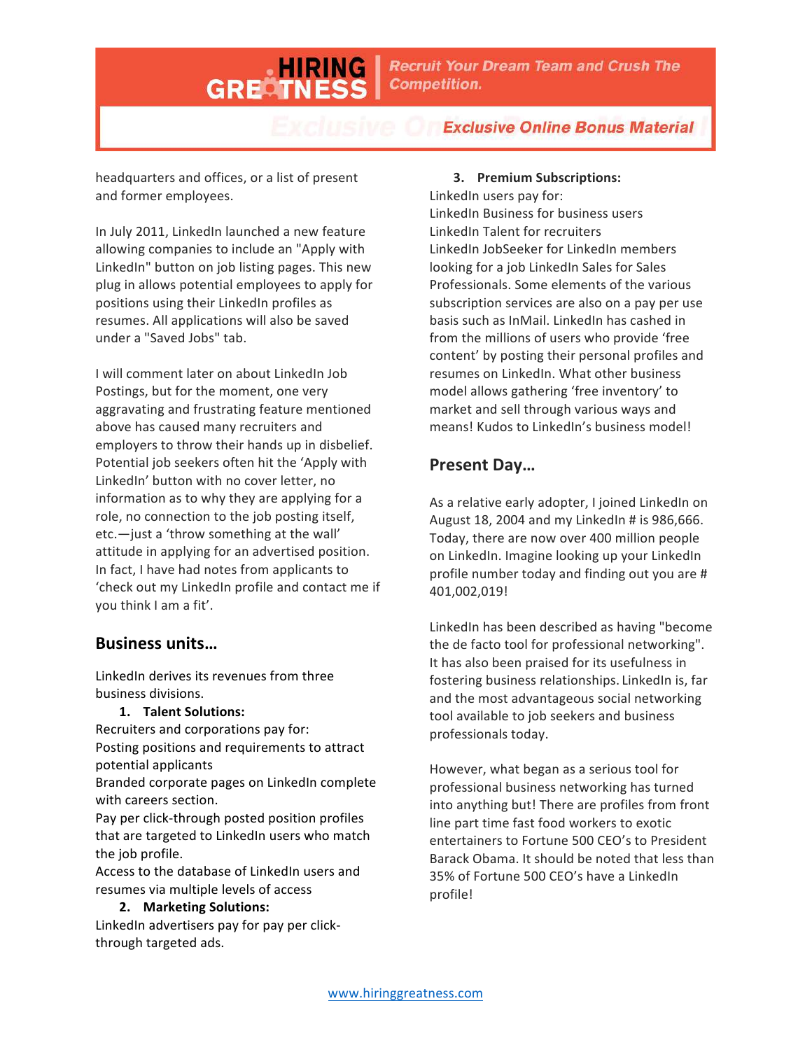headquarters and offices, or a list of present and former employees.

In July 2011, LinkedIn launched a new feature allowing companies to include an "Apply with LinkedIn" button on job listing pages. This new plug in allows potential employees to apply for positions using their LinkedIn profiles as resumes. All applications will also be saved under a "Saved Jobs" tab.

I will comment later on about LinkedIn Job Postings, but for the moment, one very aggravating and frustrating feature mentioned above has caused many recruiters and employers to throw their hands up in disbelief. Potential job seekers often hit the 'Apply with LinkedIn' button with no cover letter, no information as to why they are applying for a role, no connection to the job posting itself, etc.—just a 'throw something at the wall' attitude in applying for an advertised position. In fact, I have had notes from applicants to 'check out my LinkedIn profile and contact me if you think I am a fit'.

## Business units…

LinkedIn derives its revenues from three business divisions.

1. **Talent Solutions:**

Recruiters and corporations pay for:
Posting positions and requirements to attract potential applicants
Branded corporate pages on LinkedIn complete with careers section.
Pay per click-through posted position profiles that are targeted to LinkedIn users who match the job profile.
Access to the database of LinkedIn users and resumes via multiple levels of access

2. **Marketing Solutions:**

LinkedIn advertisers pay for pay per click-through targeted ads.

3. **Premium Subscriptions:**

LinkedIn users pay for:
LinkedIn Business for business users
LinkedIn Talent for recruiters
LinkedIn JobSeeker for LinkedIn members looking for a job LinkedIn Sales for Sales Professionals. Some elements of the various subscription services are also on a pay per use basis such as InMail. LinkedIn has cashed in from the millions of users who provide 'free content' by posting their personal profiles and resumes on LinkedIn. What other business model allows gathering 'free inventory' to market and sell through various ways and means! Kudos to LinkedIn's business model!

## Present Day…

As a relative early adopter, I joined LinkedIn on August 18, 2004 and my LinkedIn # is 986,666. Today, there are now over 400 million people on LinkedIn. Imagine looking up your LinkedIn profile number today and finding out you are # 401,002,019!

LinkedIn has been described as having "become the de facto tool for professional networking". It has also been praised for its usefulness in fostering business relationships. LinkedIn is, far and the most advantageous social networking tool available to job seekers and business professionals today.

However, what began as a serious tool for professional business networking has turned into anything but! There are profiles from front line part time fast food workers to exotic entertainers to Fortune 500 CEO's to President Barack Obama. It should be noted that less than 35% of Fortune 500 CEO's have a LinkedIn profile!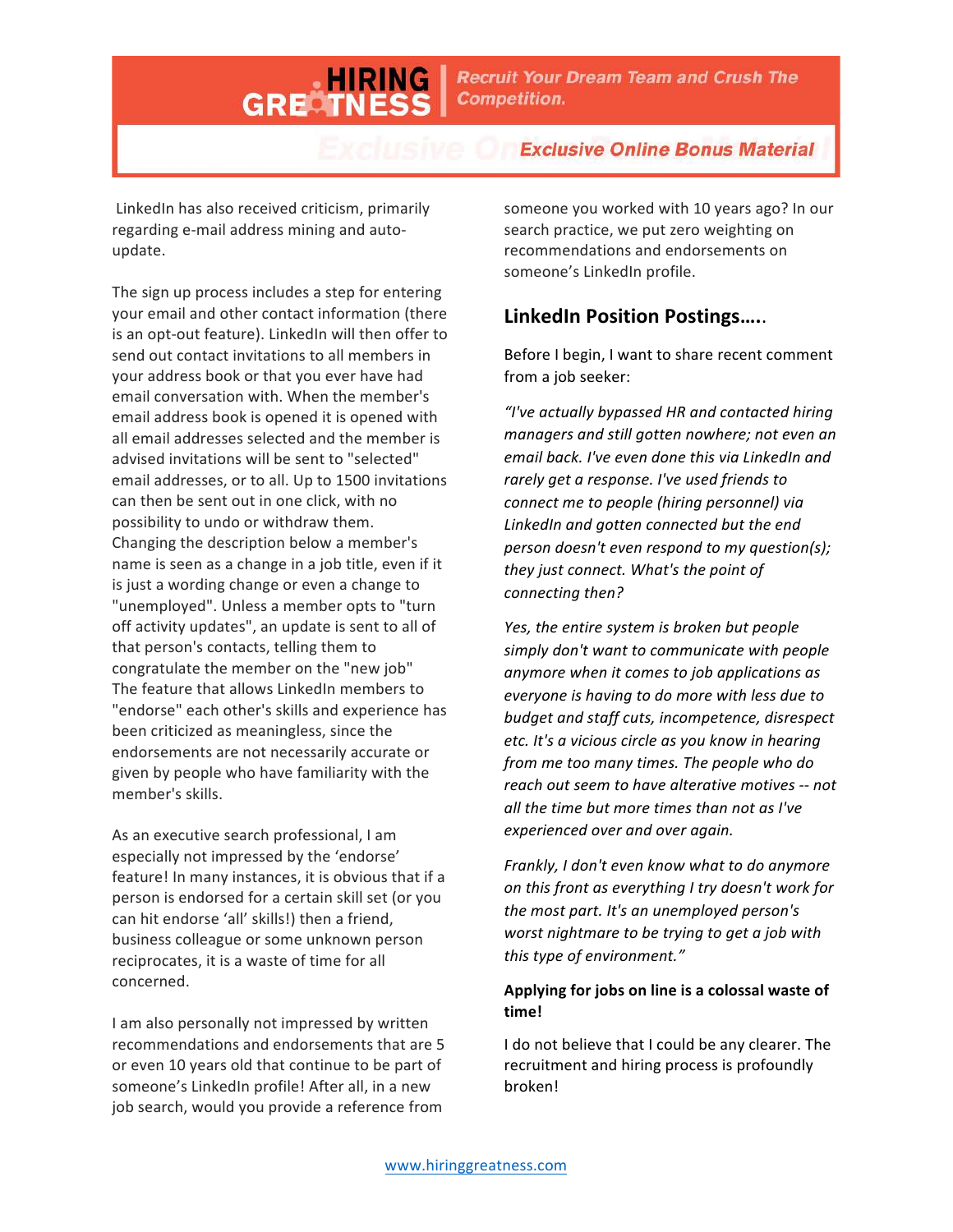LinkedIn has also received criticism, primarily regarding e-mail address mining and auto-update.

The sign up process includes a step for entering your email and other contact information (there is an opt-out feature). LinkedIn will then offer to send out contact invitations to all members in your address book or that you ever have had email conversation with. When the member's email address book is opened it is opened with all email addresses selected and the member is advised invitations will be sent to "selected" email addresses, or to all. Up to 1500 invitations can then be sent out in one click, with no possibility to undo or withdraw them. Changing the description below a member's name is seen as a change in a job title, even if it is just a wording change or even a change to "unemployed". Unless a member opts to "turn off activity updates", an update is sent to all of that person's contacts, telling them to congratulate the member on the "new job" The feature that allows LinkedIn members to "endorse" each other's skills and experience has been criticized as meaningless, since the endorsements are not necessarily accurate or given by people who have familiarity with the member's skills.

As an executive search professional, I am especially not impressed by the 'endorse' feature! In many instances, it is obvious that if a person is endorsed for a certain skill set (or you can hit endorse 'all' skills!) then a friend, business colleague or some unknown person reciprocates, it is a waste of time for all concerned.

I am also personally not impressed by written recommendations and endorsements that are 5 or even 10 years old that continue to be part of someone's LinkedIn profile! After all, in a new job search, would you provide a reference from someone you worked with 10 years ago? In our search practice, we put zero weighting on recommendations and endorsements on someone's LinkedIn profile.

## LinkedIn Position Postings…..

Before I begin, I want to share recent comment from a job seeker:

*"I've actually bypassed HR and contacted hiring managers and still gotten nowhere; not even an email back. I've even done this via LinkedIn and rarely get a response. I've used friends to connect me to people (hiring personnel) via LinkedIn and gotten connected but the end person doesn't even respond to my question(s); they just connect. What's the point of connecting then?*

*Yes, the entire system is broken but people simply don't want to communicate with people anymore when it comes to job applications as everyone is having to do more with less due to budget and staff cuts, incompetence, disrespect etc. It's a vicious circle as you know in hearing from me too many times. The people who do reach out seem to have alterative motives -- not all the time but more times than not as I've experienced over and over again.*

*Frankly, I don't even know what to do anymore on this front as everything I try doesn't work for the most part. It's an unemployed person's worst nightmare to be trying to get a job with this type of environment."*

**Applying for jobs on line is a colossal waste of time!**

I do not believe that I could be any clearer. The recruitment and hiring process is profoundly broken!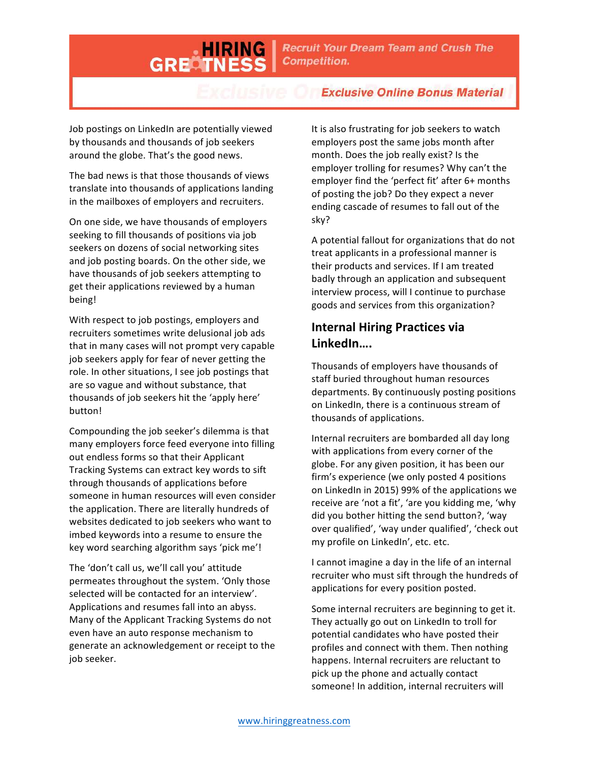Job postings on LinkedIn are potentially viewed by thousands and thousands of job seekers around the globe. That's the good news.

The bad news is that those thousands of views translate into thousands of applications landing in the mailboxes of employers and recruiters.

On one side, we have thousands of employers seeking to fill thousands of positions via job seekers on dozens of social networking sites and job posting boards. On the other side, we have thousands of job seekers attempting to get their applications reviewed by a human being!

With respect to job postings, employers and recruiters sometimes write delusional job ads that in many cases will not prompt very capable job seekers apply for fear of never getting the role. In other situations, I see job postings that are so vague and without substance, that thousands of job seekers hit the 'apply here' button!

Compounding the job seeker's dilemma is that many employers force feed everyone into filling out endless forms so that their Applicant Tracking Systems can extract key words to sift through thousands of applications before someone in human resources will even consider the application. There are literally hundreds of websites dedicated to job seekers who want to imbed keywords into a resume to ensure the key word searching algorithm says 'pick me'!

The 'don't call us, we'll call you' attitude permeates throughout the system. 'Only those selected will be contacted for an interview'. Applications and resumes fall into an abyss. Many of the Applicant Tracking Systems do not even have an auto response mechanism to generate an acknowledgement or receipt to the job seeker.

It is also frustrating for job seekers to watch employers post the same jobs month after month. Does the job really exist? Is the employer trolling for resumes? Why can't the employer find the 'perfect fit' after 6+ months of posting the job? Do they expect a never ending cascade of resumes to fall out of the sky?

A potential fallout for organizations that do not treat applicants in a professional manner is their products and services. If I am treated badly through an application and subsequent interview process, will I continue to purchase goods and services from this organization?

## Internal Hiring Practices via LinkedIn….

Thousands of employers have thousands of staff buried throughout human resources departments. By continuously posting positions on LinkedIn, there is a continuous stream of thousands of applications.

Internal recruiters are bombarded all day long with applications from every corner of the globe. For any given position, it has been our firm's experience (we only posted 4 positions on LinkedIn in 2015) 99% of the applications we receive are 'not a fit', 'are you kidding me, 'why did you bother hitting the send button?, 'way over qualified', 'way under qualified', 'check out my profile on LinkedIn', etc. etc.

I cannot imagine a day in the life of an internal recruiter who must sift through the hundreds of applications for every position posted.

Some internal recruiters are beginning to get it. They actually go out on LinkedIn to troll for potential candidates who have posted their profiles and connect with them. Then nothing happens. Internal recruiters are reluctant to pick up the phone and actually contact someone! In addition, internal recruiters will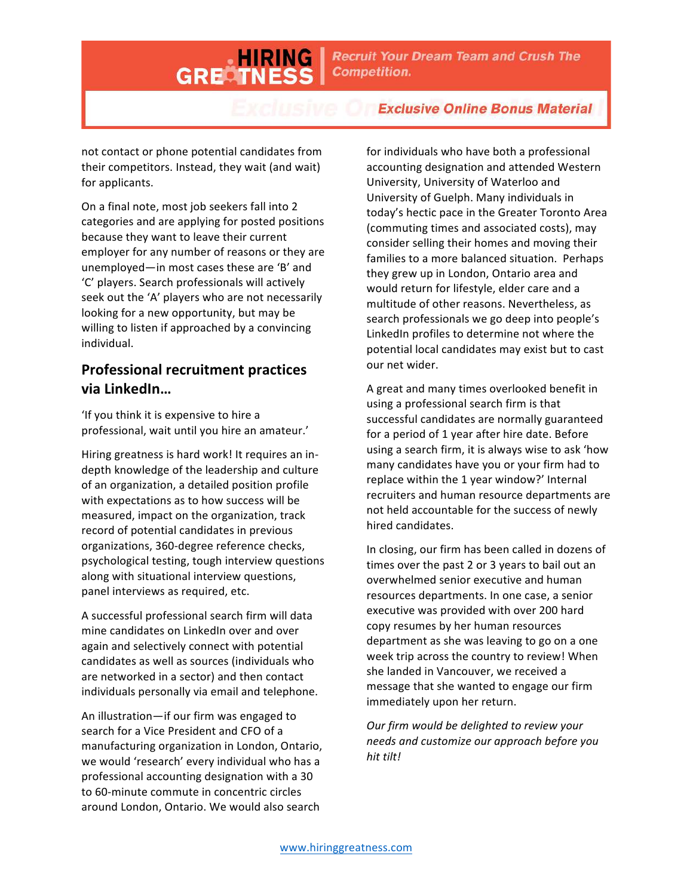not contact or phone potential candidates from their competitors. Instead, they wait (and wait) for applicants.

On a final note, most job seekers fall into 2 categories and are applying for posted positions because they want to leave their current employer for any number of reasons or they are unemployed—in most cases these are 'B' and 'C' players. Search professionals will actively seek out the 'A' players who are not necessarily looking for a new opportunity, but may be willing to listen if approached by a convincing individual.

## Professional recruitment practices via LinkedIn…

'If you think it is expensive to hire a professional, wait until you hire an amateur.'

Hiring greatness is hard work! It requires an in-depth knowledge of the leadership and culture of an organization, a detailed position profile with expectations as to how success will be measured, impact on the organization, track record of potential candidates in previous organizations, 360-degree reference checks, psychological testing, tough interview questions along with situational interview questions, panel interviews as required, etc.

A successful professional search firm will data mine candidates on LinkedIn over and over again and selectively connect with potential candidates as well as sources (individuals who are networked in a sector) and then contact individuals personally via email and telephone.

An illustration—if our firm was engaged to search for a Vice President and CFO of a manufacturing organization in London, Ontario, we would 'research' every individual who has a professional accounting designation with a 30 to 60-minute commute in concentric circles around London, Ontario. We would also search for individuals who have both a professional accounting designation and attended Western University, University of Waterloo and University of Guelph. Many individuals in today's hectic pace in the Greater Toronto Area (commuting times and associated costs), may consider selling their homes and moving their families to a more balanced situation. Perhaps they grew up in London, Ontario area and would return for lifestyle, elder care and a multitude of other reasons. Nevertheless, as search professionals we go deep into people's LinkedIn profiles to determine not where the potential local candidates may exist but to cast our net wider.

A great and many times overlooked benefit in using a professional search firm is that successful candidates are normally guaranteed for a period of 1 year after hire date. Before using a search firm, it is always wise to ask 'how many candidates have you or your firm had to replace within the 1 year window?' Internal recruiters and human resource departments are not held accountable for the success of newly hired candidates.

In closing, our firm has been called in dozens of times over the past 2 or 3 years to bail out an overwhelmed senior executive and human resources departments. In one case, a senior executive was provided with over 200 hard copy resumes by her human resources department as she was leaving to go on a one week trip across the country to review! When she landed in Vancouver, we received a message that she wanted to engage our firm immediately upon her return.

*Our firm would be delighted to review your needs and customize our approach before you hit tilt!*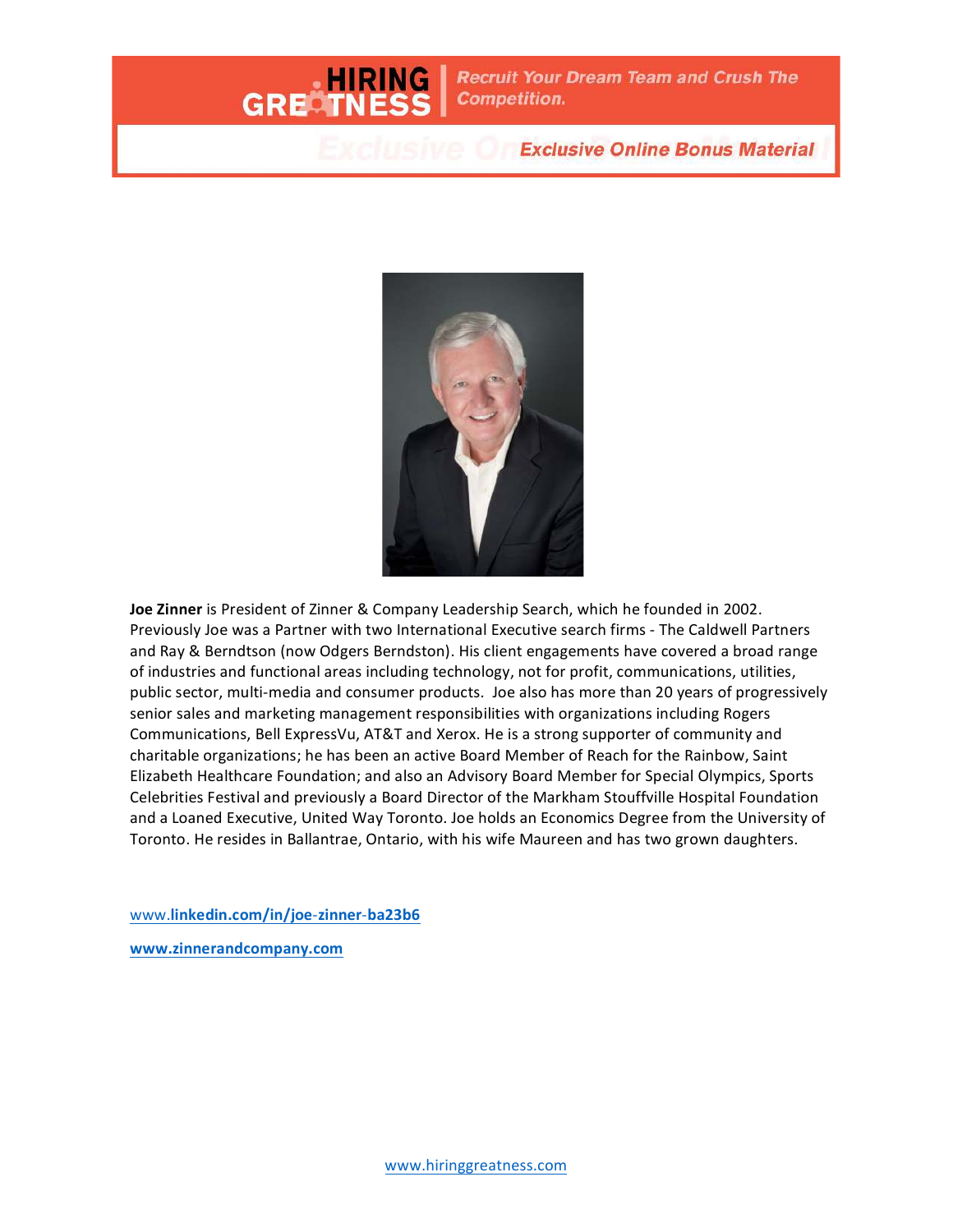**Joe Zinner** is President of Zinner & Company Leadership Search, which he founded in 2002. Previously Joe was a Partner with two International Executive search firms - The Caldwell Partners and Ray & Berndtson (now Odgers Berndston). His client engagements have covered a broad range of industries and functional areas including technology, not for profit, communications, utilities, public sector, multi-media and consumer products. Joe also has more than 20 years of progressively senior sales and marketing management responsibilities with organizations including Rogers Communications, Bell ExpressVu, AT&T and Xerox. He is a strong supporter of community and charitable organizations; he has been an active Board Member of Reach for the Rainbow, Saint Elizabeth Healthcare Foundation; and also an Advisory Board Member for Special Olympics, Sports Celebrities Festival and previously a Board Director of the Markham Stouffville Hospital Foundation and a Loaned Executive, United Way Toronto. Joe holds an Economics Degree from the University of Toronto. He resides in Ballantrae, Ontario, with his wife Maureen and has two grown daughters.

www.**linkedin.com/in/joe-zinner-ba23b6**

**www.zinnerandcompany.com**